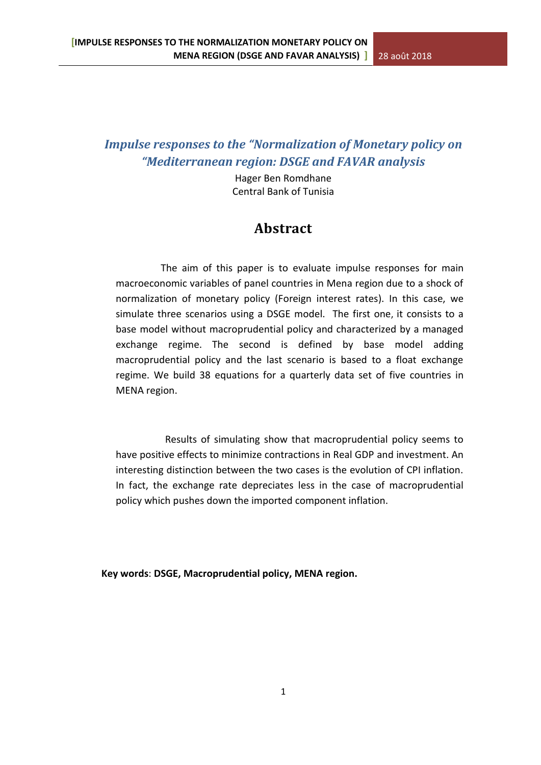# *Impulse responses to the "Normalization of Monetary policy on "Mediterranean region: DSGE and FAVAR analysis*

Hager Ben Romdhane
Central Bank of Tunisia

## Abstract

The aim of this paper is to evaluate impulse responses for main macroeconomic variables of panel countries in Mena region due to a shock of normalization of monetary policy (Foreign interest rates). In this case, we simulate three scenarios using a DSGE model. The first one, it consists to a base model without macroprudential policy and characterized by a managed exchange regime. The second is defined by base model adding macroprudential policy and the last scenario is based to a float exchange regime. We build 38 equations for a quarterly data set of five countries in MENA region.

Results of simulating show that macroprudential policy seems to have positive effects to minimize contractions in Real GDP and investment. An interesting distinction between the two cases is the evolution of CPI inflation. In fact, the exchange rate depreciates less in the case of macroprudential policy which pushes down the imported component inflation.

**Key words**: **DSGE, Macroprudential policy, MENA region.**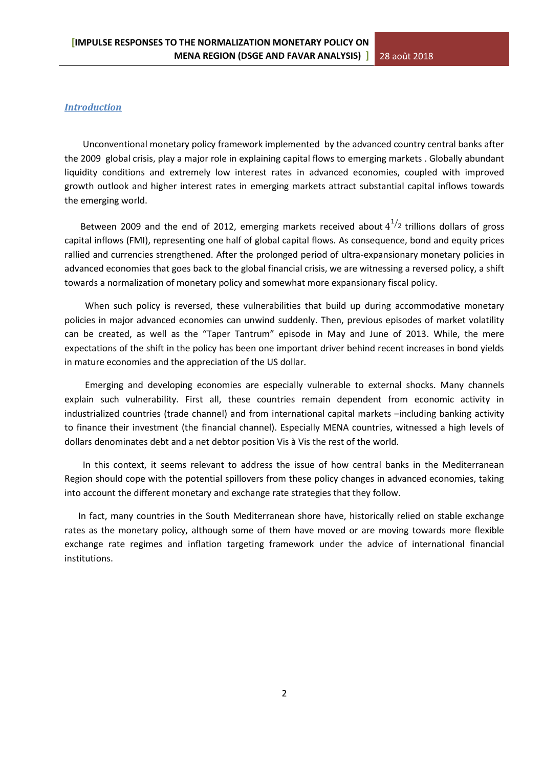## *Introduction*

Unconventional monetary policy framework implemented by the advanced country central banks after the 2009 global crisis, play a major role in explaining capital flows to emerging markets . Globally abundant liquidity conditions and extremely low interest rates in advanced economies, coupled with improved growth outlook and higher interest rates in emerging markets attract substantial capital inflows towards the emerging world.

Between 2009 and the end of 2012, emerging markets received about $4^{1/2}$ trillions dollars of gross capital inflows (FMI), representing one half of global capital flows. As consequence, bond and equity prices rallied and currencies strengthened. After the prolonged period of ultra-expansionary monetary policies in advanced economies that goes back to the global financial crisis, we are witnessing a reversed policy, a shift towards a normalization of monetary policy and somewhat more expansionary fiscal policy.

When such policy is reversed, these vulnerabilities that build up during accommodative monetary policies in major advanced economies can unwind suddenly. Then, previous episodes of market volatility can be created, as well as the "Taper Tantrum" episode in May and June of 2013. While, the mere expectations of the shift in the policy has been one important driver behind recent increases in bond yields in mature economies and the appreciation of the US dollar.

Emerging and developing economies are especially vulnerable to external shocks. Many channels explain such vulnerability. First all, these countries remain dependent from economic activity in industrialized countries (trade channel) and from international capital markets –including banking activity to finance their investment (the financial channel). Especially MENA countries, witnessed a high levels of dollars denominates debt and a net debtor position Vis à Vis the rest of the world.

In this context, it seems relevant to address the issue of how central banks in the Mediterranean Region should cope with the potential spillovers from these policy changes in advanced economies, taking into account the different monetary and exchange rate strategies that they follow.

In fact, many countries in the South Mediterranean shore have, historically relied on stable exchange rates as the monetary policy, although some of them have moved or are moving towards more flexible exchange rate regimes and inflation targeting framework under the advice of international financial institutions.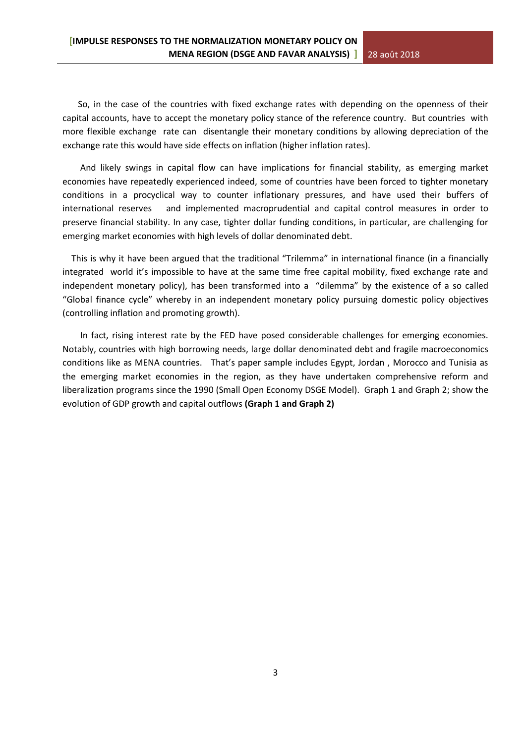So, in the case of the countries with fixed exchange rates with depending on the openness of their capital accounts, have to accept the monetary policy stance of the reference country. But countries with more flexible exchange rate can disentangle their monetary conditions by allowing depreciation of the exchange rate this would have side effects on inflation (higher inflation rates).

And likely swings in capital flow can have implications for financial stability, as emerging market economies have repeatedly experienced indeed, some of countries have been forced to tighter monetary conditions in a procyclical way to counter inflationary pressures, and have used their buffers of international reserves and implemented macroprudential and capital control measures in order to preserve financial stability. In any case, tighter dollar funding conditions, in particular, are challenging for emerging market economies with high levels of dollar denominated debt.

This is why it have been argued that the traditional "Trilemma" in international finance (in a financially integrated world it's impossible to have at the same time free capital mobility, fixed exchange rate and independent monetary policy), has been transformed into a "dilemma" by the existence of a so called "Global finance cycle" whereby in an independent monetary policy pursuing domestic policy objectives (controlling inflation and promoting growth).

In fact, rising interest rate by the FED have posed considerable challenges for emerging economies. Notably, countries with high borrowing needs, large dollar denominated debt and fragile macroeconomics conditions like as MENA countries. That's paper sample includes Egypt, Jordan , Morocco and Tunisia as the emerging market economies in the region, as they have undertaken comprehensive reform and liberalization programs since the 1990 (Small Open Economy DSGE Model). Graph 1 and Graph 2; show the evolution of GDP growth and capital outflows **(Graph 1 and Graph 2)**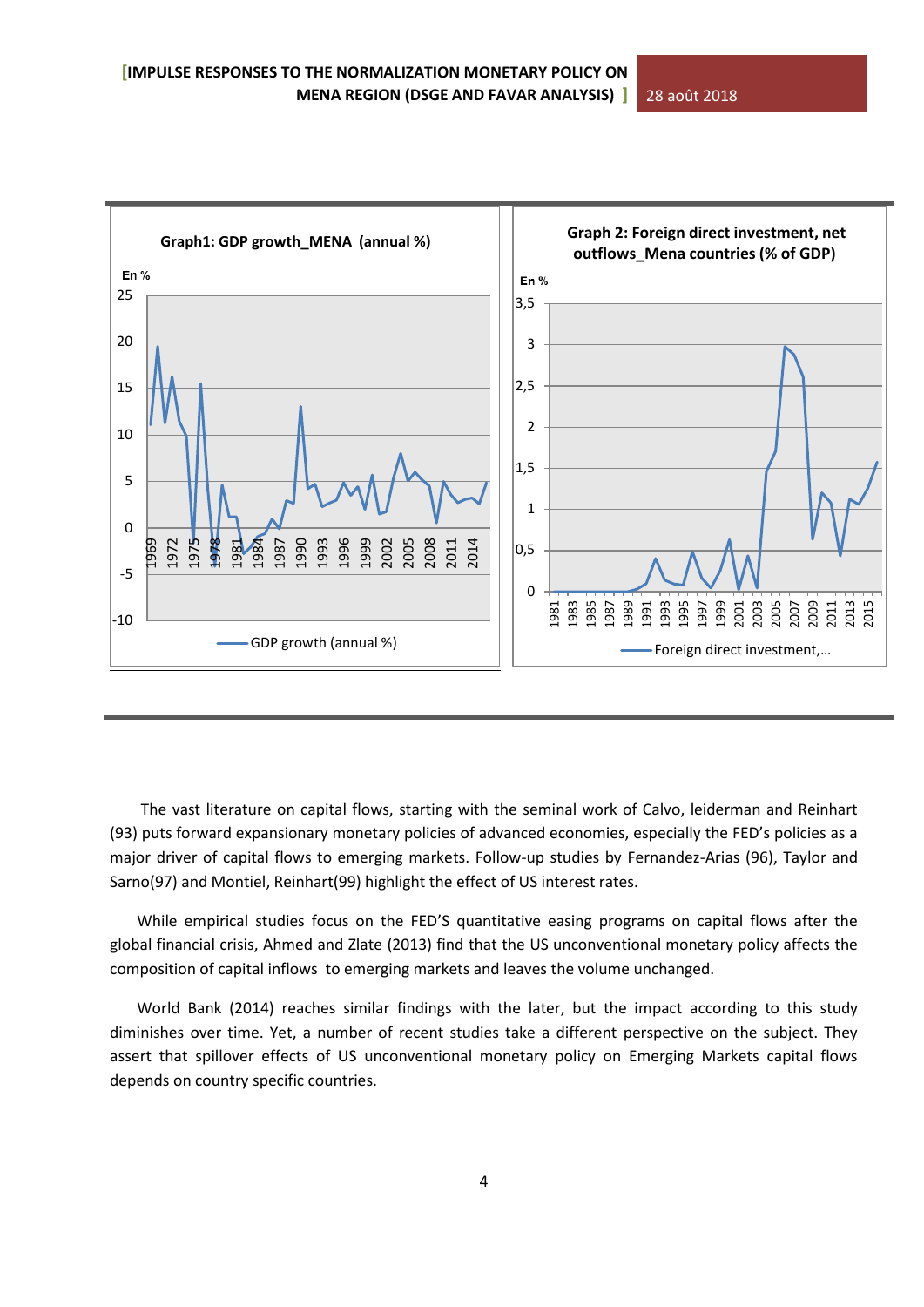Graph1: GDP growth_MENA (annual %)

Graph 2: Foreign direct investment, net outflows_Mena countries (% of GDP)

The vast literature on capital flows, starting with the seminal work of Calvo, leiderman and Reinhart (93) puts forward expansionary monetary policies of advanced economies, especially the FED's policies as a major driver of capital flows to emerging markets. Follow-up studies by Fernandez-Arias (96), Taylor and Sarno(97) and Montiel, Reinhart(99) highlight the effect of US interest rates.

While empirical studies focus on the FED'S quantitative easing programs on capital flows after the global financial crisis, Ahmed and Zlate (2013) find that the US unconventional monetary policy affects the composition of capital inflows to emerging markets and leaves the volume unchanged.

World Bank (2014) reaches similar findings with the later, but the impact according to this study diminishes over time. Yet, a number of recent studies take a different perspective on the subject. They assert that spillover effects of US unconventional monetary policy on Emerging Markets capital flows depends on country specific countries.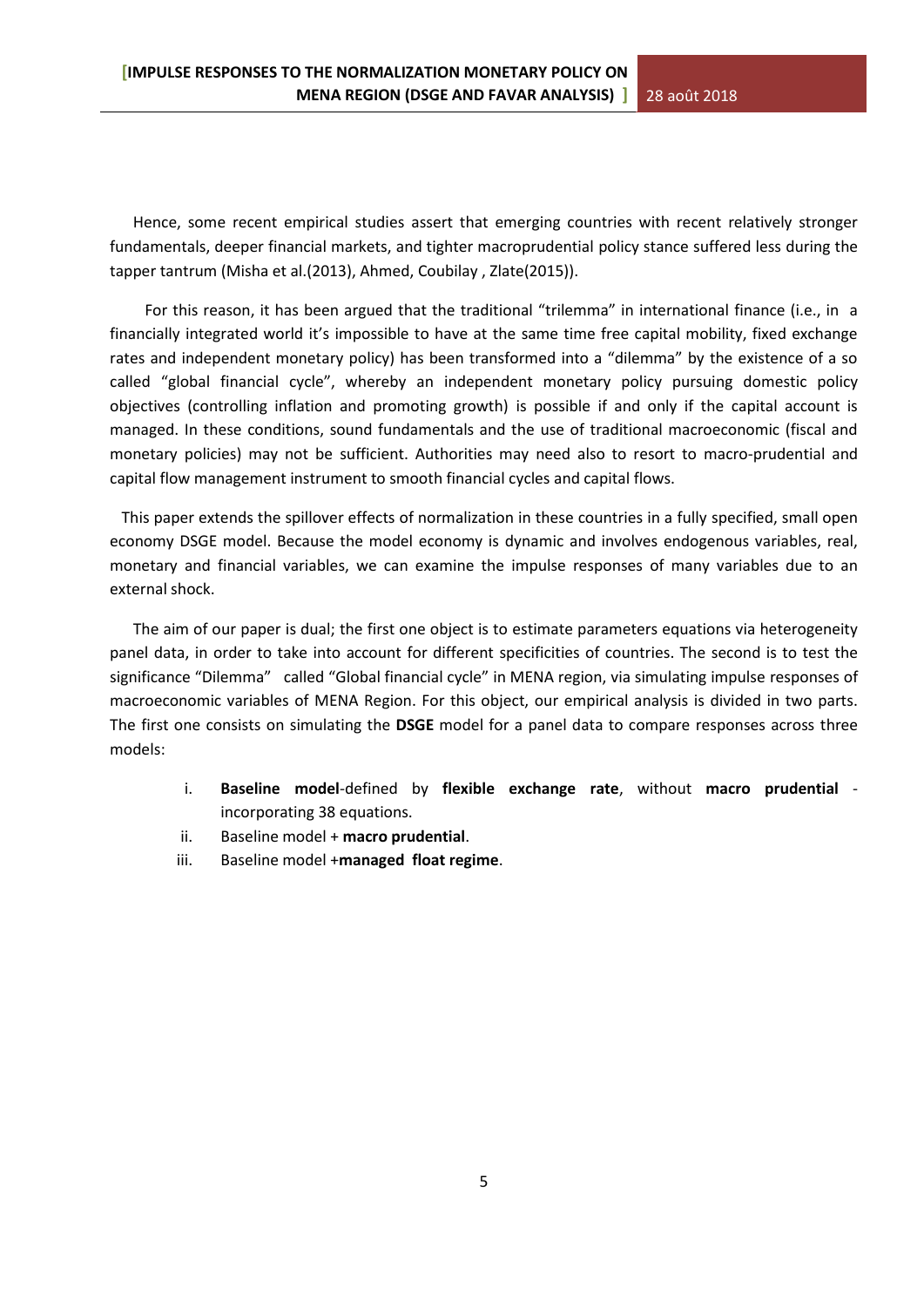Hence, some recent empirical studies assert that emerging countries with recent relatively stronger fundamentals, deeper financial markets, and tighter macroprudential policy stance suffered less during the tapper tantrum (Misha et al.(2013), Ahmed, Coubilay , Zlate(2015)).

For this reason, it has been argued that the traditional "trilemma" in international finance (i.e., in a financially integrated world it's impossible to have at the same time free capital mobility, fixed exchange rates and independent monetary policy) has been transformed into a "dilemma" by the existence of a so called "global financial cycle", whereby an independent monetary policy pursuing domestic policy objectives (controlling inflation and promoting growth) is possible if and only if the capital account is managed. In these conditions, sound fundamentals and the use of traditional macroeconomic (fiscal and monetary policies) may not be sufficient. Authorities may need also to resort to macro-prudential and capital flow management instrument to smooth financial cycles and capital flows.

This paper extends the spillover effects of normalization in these countries in a fully specified, small open economy DSGE model. Because the model economy is dynamic and involves endogenous variables, real, monetary and financial variables, we can examine the impulse responses of many variables due to an external shock.

The aim of our paper is dual; the first one object is to estimate parameters equations via heterogeneity panel data, in order to take into account for different specificities of countries. The second is to test the significance "Dilemma" called "Global financial cycle" in MENA region, via simulating impulse responses of macroeconomic variables of MENA Region. For this object, our empirical analysis is divided in two parts. The first one consists on simulating the **DSGE** model for a panel data to compare responses across three models:

i. **Baseline model**-defined by **flexible exchange rate**, without **macro prudential** -incorporating 38 equations.
ii. Baseline model + **macro prudential**.
iii. Baseline model +**managed float regime**.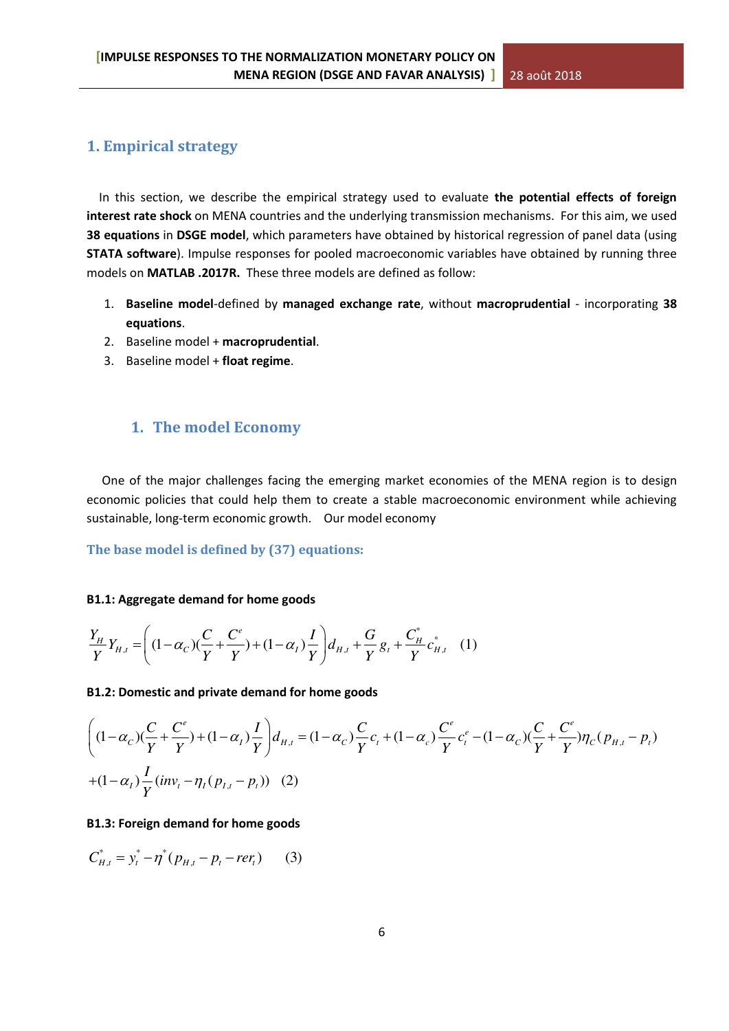## 1. Empirical strategy

In this section, we describe the empirical strategy used to evaluate **the potential effects of foreign interest rate shock** on MENA countries and the underlying transmission mechanisms. For this aim, we used **38 equations** in **DSGE model**, which parameters have obtained by historical regression of panel data (using **STATA software**). Impulse responses for pooled macroeconomic variables have obtained by running three models on **MATLAB .2017R.** These three models are defined as follow:

1. **Baseline model**-defined by **managed exchange rate**, without **macroprudential** - incorporating **38 equations**.
2. Baseline model + **macroprudential**.
3. Baseline model + **float regime**.

### 1. The model Economy

One of the major challenges facing the emerging market economies of the MENA region is to design economic policies that could help them to create a stable macroeconomic environment while achieving sustainable, long-term economic growth. Our model economy

#### The base model is defined by (37) equations:

**B1.1: Aggregate demand for home goods**

$$\frac{Y_H}{Y} Y_{H,t} = \left( (1-\alpha_C)(\frac{C}{Y} + \frac{C^e}{Y}) + (1-\alpha_I)\frac{I}{Y} \right) d_{H,t} + \frac{G}{Y} g_t + \frac{C_H^*}{Y} c_{H,t}^* \quad (1)$$

**B1.2: Domestic and private demand for home goods**

$$\left( (1-\alpha_C)(\frac{C}{Y} + \frac{C^e}{Y}) + (1-\alpha_I)\frac{I}{Y} \right) d_{H,t} = (1-\alpha_C)\frac{C}{Y} c_t + (1-\alpha_c)\frac{C^e}{Y} c_t^e - (1-\alpha_C)(\frac{C}{Y} + \frac{C^e}{Y})\eta_C (p_{H,t} - p_t)$$
$$+ (1-\alpha_I)\frac{I}{Y}(inv_t - \eta_I(p_{I,t} - p_t)) \quad (2)$$

**B1.3: Foreign demand for home goods**

$$C_{H,t}^* = y_t^* - \eta^* (p_{H,t} - p_t - rer_t) \quad (3)$$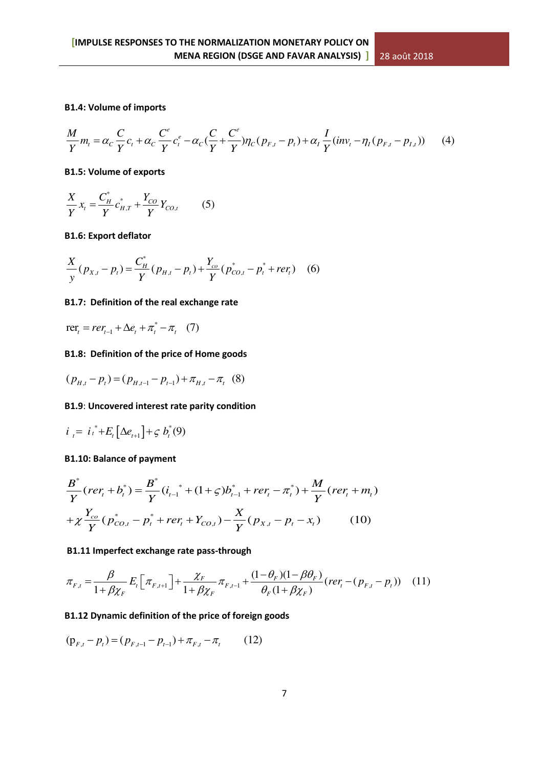**B1.4: Volume of imports**

$$\frac{M}{Y}m_t = \alpha_C \frac{C}{Y}c_t + \alpha_C \frac{C^e}{Y}c_t^e - \alpha_C(\frac{C}{Y}+\frac{C^e}{Y})\eta_C(p_{F,t}-p_t) + \alpha_I \frac{I}{Y}(inv_t - \eta_I(p_{F,t}-p_{I,t})) \quad (4)$$

**B1.5: Volume of exports**

$$\frac{X}{Y}x_t = \frac{C_H^*}{Y}c_{H,T}^* + \frac{Y_{CO}}{Y}Y_{CO,t} \quad (5)$$

**B1.6: Export deflator**

$$\frac{X}{y}(p_{X,t}-p_t) = \frac{C_H^*}{Y}(p_{H,t}-p_t) + \frac{Y_{co}}{Y}(p_{CO,t}^* - p_t^* + rer_t) \quad (6)$$

**B1.7: Definition of the real exchange rate**

$$\text{rer}_t = rer_{t-1} + \Delta e_t + \pi_t^* - \pi_t \quad (7)$$

**B1.8: Definition of the price of Home goods**

$$(p_{H,t}-p_t) = (p_{H,t-1}-p_{t-1}) + \pi_{H,t} - \pi_t \quad (8)$$

**B1.9**: **Uncovered interest rate parity condition**

$$i_t = i_t^* + E_t\left[\Delta e_{t+1}\right] + \varsigma\, b_t^* (9)$$

**B1.10: Balance of payment**

$$\frac{B^*}{Y}(rer_t + b_t^*) = \frac{B^*}{Y}(i_{t-1}^* + (1+\varsigma)b_{t-1}^* + rer_t - \pi_t^*) + \frac{M}{Y}(rer_t + m_t)$$
$$+\chi\frac{Y_{co}}{Y}(p_{CO,t}^* - p_t^* + rer_t + Y_{CO,t}) - \frac{X}{Y}(p_{X,t} - p_t - x_t) \quad (10)$$

**B1.11 Imperfect exchange rate pass-through**

$$\pi_{F,t} = \frac{\beta}{1+\beta\chi_F}E_t\left[\pi_{F,t+1}\right] + \frac{\chi_F}{1+\beta\chi_F}\pi_{F,t-1} + \frac{(1-\theta_F)(1-\beta\theta_F)}{\theta_F(1+\beta\chi_F)}(rer_t - (p_{F,t}-p_t)) \quad (11)$$

**B1.12 Dynamic definition of the price of foreign goods**

$$(\text{p}_{F,t}-p_t) = (p_{F,t-1}-p_{t-1}) + \pi_{F,t} - \pi_t \quad (12)$$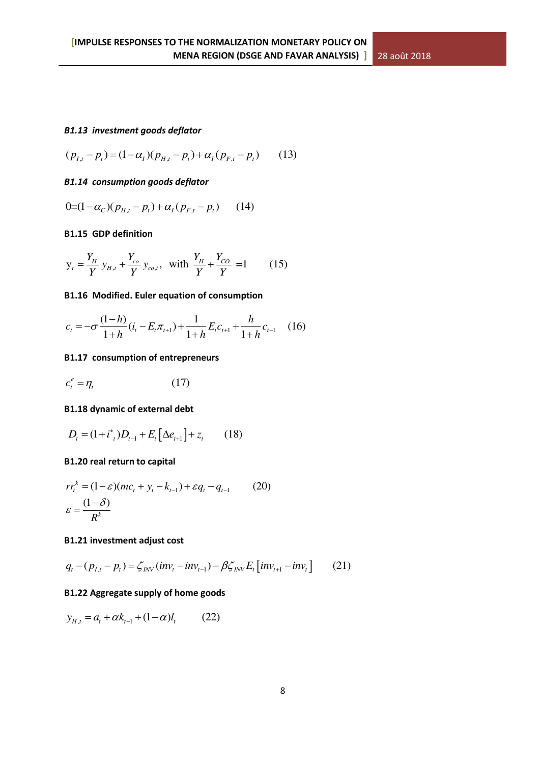***B1.13 investment goods deflator***

$$(p_{I,t} - p_t) = (1-\alpha_I)(p_{H,t} - p_t) + \alpha_I(p_{F,t} - p_t) \qquad (13)$$

***B1.14 consumption goods deflator***

$$0 = (1-\alpha_C)(p_{H,t} - p_t) + \alpha_I(p_{F,t} - p_t) \qquad (14)$$

**B1.15 GDP definition**

$$\mathrm{y}_t = \frac{Y_H}{Y} y_{H,t} + \frac{Y_{co}}{Y} y_{co,t}, \;\; \text{with } \frac{Y_H}{Y} + \frac{Y_{CO}}{Y} = 1 \qquad (15)$$

**B1.16 Modified. Euler equation of consumption**

$$c_t = -\sigma \frac{(1-h)}{1+h}(i_t - E_t \pi_{t+1}) + \frac{1}{1+h} E_t c_{t+1} + \frac{h}{1+h} c_{t-1} \qquad (16)$$

**B1.17 consumption of entrepreneurs**

$$c_t^e = \eta_t \qquad (17)$$

**B1.18 dynamic of external debt**

$$D_t = (1+i^*_t) D_{t-1} + E_t\left[\Delta e_{t+1}\right] + z_t \qquad (18)$$

**B1.20 real return to capital**

$$rr_t^k = (1-\varepsilon)(mc_t + y_t - k_{t-1}) + \varepsilon q_t - q_{t-1} \qquad (20)$$

$$\varepsilon = \frac{(1-\delta)}{R^k}$$

**B1.21 investment adjust cost**

$$q_t - (p_{I,t} - p_t) = \zeta_{INV}(inv_t - inv_{t-1}) - \beta \zeta_{INV} E_t\left[inv_{t+1} - inv_t\right] \qquad (21)$$

**B1.22 Aggregate supply of home goods**

$$y_{H,t} = a_t + \alpha k_{t-1} + (1-\alpha) l_t \qquad (22)$$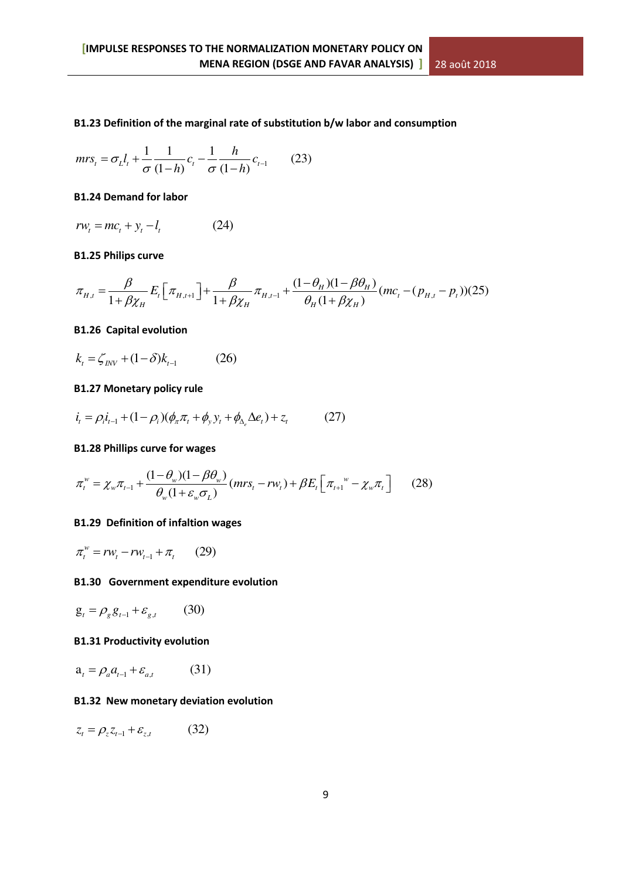**B1.23 Definition of the marginal rate of substitution b/w labor and consumption**

$$mrs_t = \sigma_L l_t + \frac{1}{\sigma}\frac{1}{(1-h)}c_t - \frac{1}{\sigma}\frac{h}{(1-h)}c_{t-1} \qquad (23)$$

**B1.24 Demand for labor**

$$rw_t = mc_t + y_t - l_t \qquad (24)$$

**B1.25 Philips curve**

$$\pi_{H,t} = \frac{\beta}{1+\beta\chi_H}E_t\left[\pi_{H,t+1}\right] + \frac{\beta}{1+\beta\chi_H}\pi_{H,t-1} + \frac{(1-\theta_H)(1-\beta\theta_H)}{\theta_H(1+\beta\chi_H)}(mc_t - (p_{H,t} - p_t))(25)$$

**B1.26 Capital evolution**

$$k_t = \zeta_{INV} + (1-\delta)k_{t-1} \qquad (26)$$

**B1.27 Monetary policy rule**

$$i_t = \rho_i i_{t-1} + (1-\rho_i)(\phi_\pi \pi_t + \phi_y y_t + \phi_{\Delta_e}\Delta e_t) + z_t \qquad (27)$$

**B1.28 Phillips curve for wages**

$$\pi_t^w = \chi_w \pi_{t-1} + \frac{(1-\theta_w)(1-\beta\theta_w)}{\theta_w(1+\varepsilon_w\sigma_L)}(mrs_t - rw_t) + \beta E_t\left[\pi_{t+1}{}^w - \chi_w \pi_t\right] \qquad (28)$$

**B1.29 Definition of infaltion wages**

$$\pi_t^w = rw_t - rw_{t-1} + \pi_t \qquad (29)$$

**B1.30 Government expenditure evolution**

$$g_t = \rho_g g_{t-1} + \varepsilon_{g,t} \qquad (30)$$

**B1.31 Productivity evolution**

$$a_t = \rho_a a_{t-1} + \varepsilon_{a,t} \qquad (31)$$

**B1.32 New monetary deviation evolution**

$$z_t = \rho_z z_{t-1} + \varepsilon_{z,t} \qquad (32)$$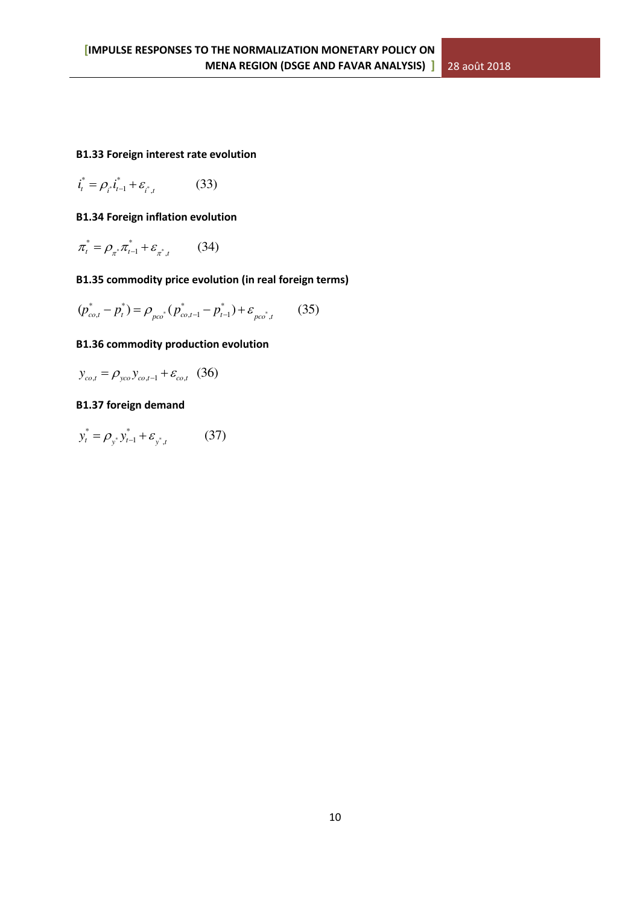**B1.33 Foreign interest rate evolution**

$$i_t^* = \rho_{i^*} i_{t-1}^* + \varepsilon_{i^*,t} \qquad (33)$$

**B1.34 Foreign inflation evolution**

$$\pi_t^* = \rho_{\pi^*} \pi_{t-1}^* + \varepsilon_{\pi^*,t} \qquad (34)$$

**B1.35 commodity price evolution (in real foreign terms)**

$$(p_{co,t}^* - p_t^*) = \rho_{pco^*}(p_{co,t-1}^* - p_{t-1}^*) + \varepsilon_{pco^*,t} \qquad (35)$$

**B1.36 commodity production evolution**

$$y_{co,t} = \rho_{yco} y_{co,t-1} + \varepsilon_{co,t} \quad (36)$$

**B1.37 foreign demand**

$$y_t^* = \rho_{y^*} y_{t-1}^* + \varepsilon_{y^*,t} \qquad (37)$$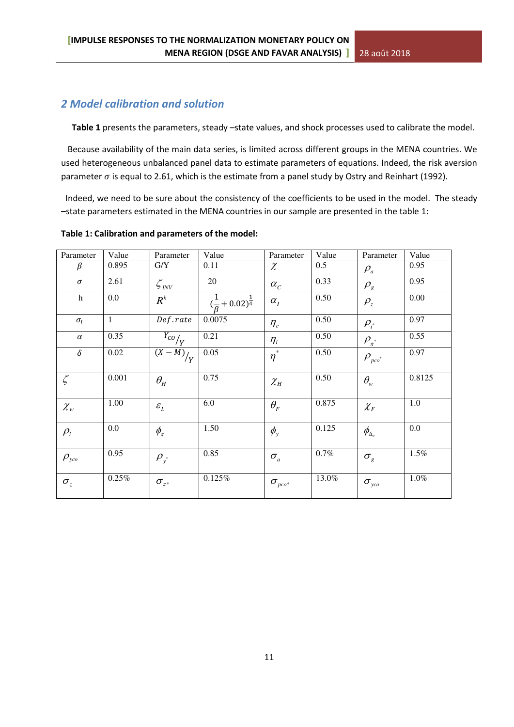## 2 Model calibration and solution

**Table 1** presents the parameters, steady –state values, and shock processes used to calibrate the model.

Because availability of the main data series, is limited across different groups in the MENA countries. We used heterogeneous unbalanced panel data to estimate parameters of equations. Indeed, the risk aversion parameter $\sigma$ is equal to 2.61, which is the estimate from a panel study by Ostry and Reinhart (1992).

Indeed, we need to be sure about the consistency of the coefficients to be used in the model. The steady –state parameters estimated in the MENA countries in our sample are presented in the table 1:

**Table 1: Calibration and parameters of the model:**

| Parameter | Value | Parameter | Value | Parameter | Value | Parameter | Value |
|---|---|---|---|---|---|---|---|
| $\beta$ | 0.895 | G/Y | 0.11 | $\chi$ | 0.5 | $\rho_a$ | 0.95 |
| $\sigma$ | 2.61 | $\zeta_{INV}$ | 20 | $\alpha_C$ | 0.33 | $\rho_g$ | 0.95 |
| h | 0.0 | $R^k$ | $(\frac{1}{\beta}+0.02)^{\frac{1}{4}}$ | $\alpha_I$ | 0.50 | $\rho_z$ | 0.00 |
| $\sigma_l$ | 1 | $Def.rate$ | 0.0075 | $\eta_c$ | 0.50 | $\rho_{i^*}$ | 0.97 |
| $\alpha$ | 0.35 | $Y_{CO}/Y$ | 0.21 | $\eta_i$ | 0.50 | $\rho_{\pi^*}$ | 0.55 |
| $\delta$ | 0.02 | $(X-M)/Y$ | 0.05 | $\eta^*$ | 0.50 | $\rho_{pco^*}$ | 0.97 |
| $\zeta$ | 0.001 | $\theta_H$ | 0.75 | $\chi_H$ | 0.50 | $\theta_w$ | 0.8125 |
| $\chi_w$ | 1.00 | $\varepsilon_L$ | 6.0 | $\theta_F$ | 0.875 | $\chi_F$ | 1.0 |
| $\rho_i$ | 0.0 | $\phi_\pi$ | 1.50 | $\phi_y$ | 0.125 | $\phi_{\Delta_e}$ | 0.0 |
| $\rho_{yco}$ | 0.95 | $\rho_{y^*}$ | 0.85 | $\sigma_a$ | 0.7% | $\sigma_g$ | 1.5% |
| $\sigma_z$ | 0.25% | $\sigma_{\pi^*}$ | 0.125% | $\sigma_{pco^*}$ | 13.0% | $\sigma_{yco}$ | 1.0% |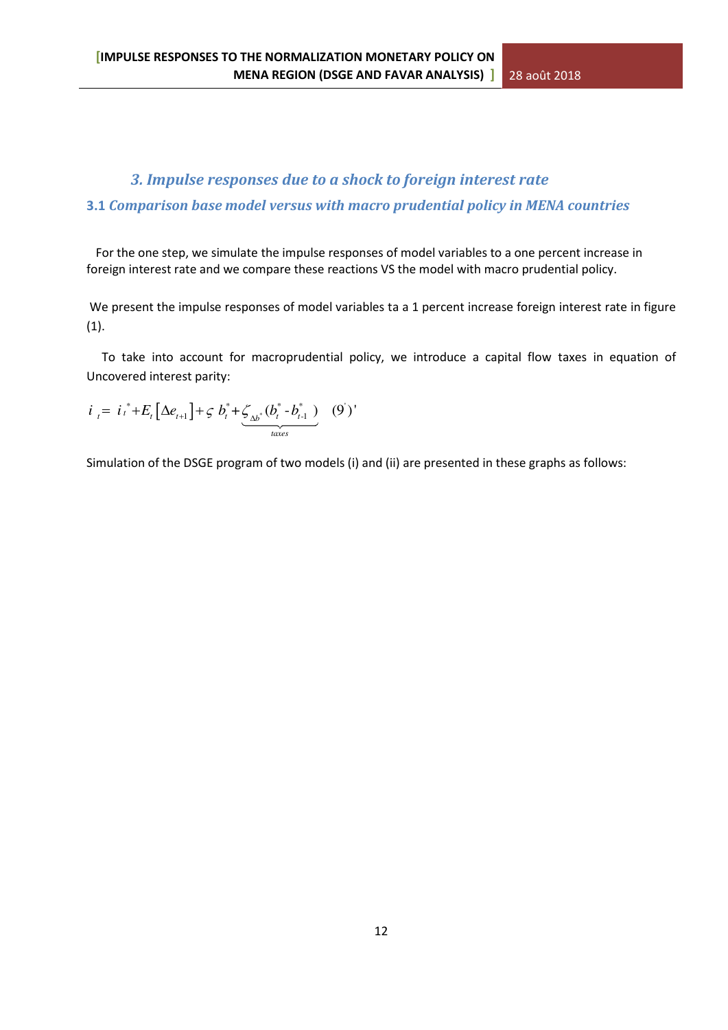### *3. Impulse responses due to a shock to foreign interest rate*

**3.1** ***Comparison base model versus with macro prudential policy in MENA countries***

For the one step, we simulate the impulse responses of model variables to a one percent increase in foreign interest rate and we compare these reactions VS the model with macro prudential policy.

We present the impulse responses of model variables ta a 1 percent increase foreign interest rate in figure (1).

To take into account for macroprudential policy, we introduce a capital flow taxes in equation of Uncovered interest parity:

$$i_t = i_t^* + E_t\left[\Delta e_{t+1}\right] + \varsigma\, b_t^* + \underbrace{\zeta_{\Delta b^*}(b_t^* - b_{t-1}^*)}_{taxes} \quad (9')'$$

Simulation of the DSGE program of two models (i) and (ii) are presented in these graphs as follows: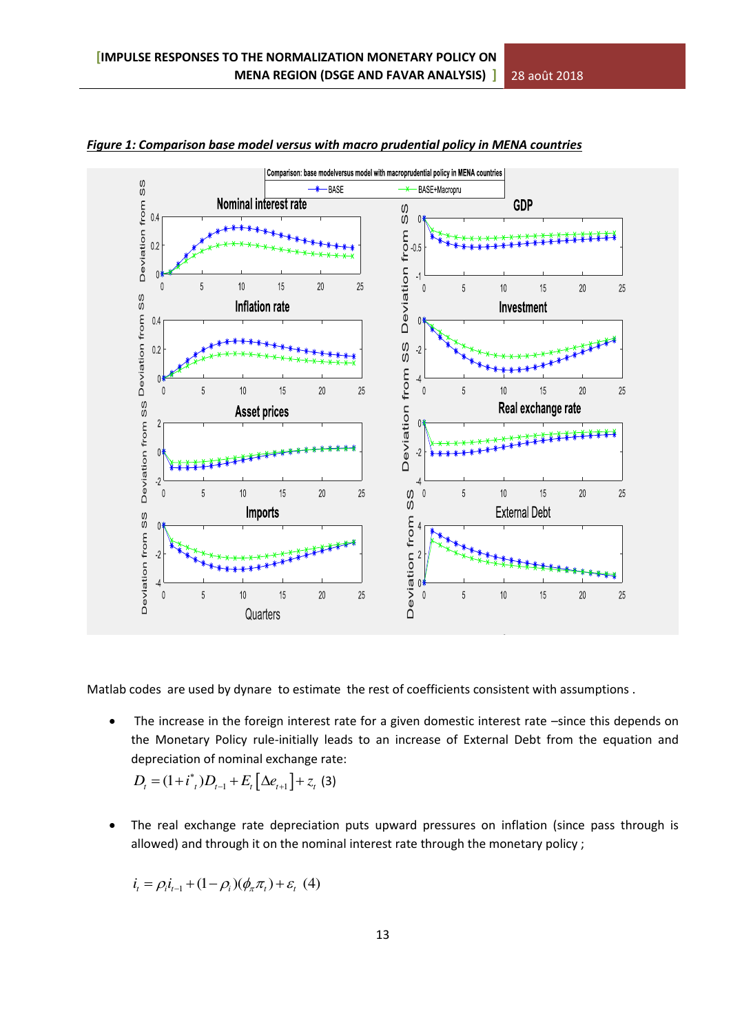***Figure 1: Comparison base model versus with macro prudential policy in MENA countries***

Matlab codes are used by dynare to estimate the rest of coefficients consistent with assumptions .

- The increase in the foreign interest rate for a given domestic interest rate –since this depends on the Monetary Policy rule-initially leads to an increase of External Debt from the equation and depreciation of nominal exchange rate:

$$D_t = (1+i^*_t)D_{t-1} + E_t\left[\Delta e_{t+1}\right] + z_t \quad (3)$$

- The real exchange rate depreciation puts upward pressures on inflation (since pass through is allowed) and through it on the nominal interest rate through the monetary policy ;

$$i_t = \rho_i i_{t-1} + (1-\rho_i)(\phi_\pi \pi_t) + \varepsilon_t \quad (4)$$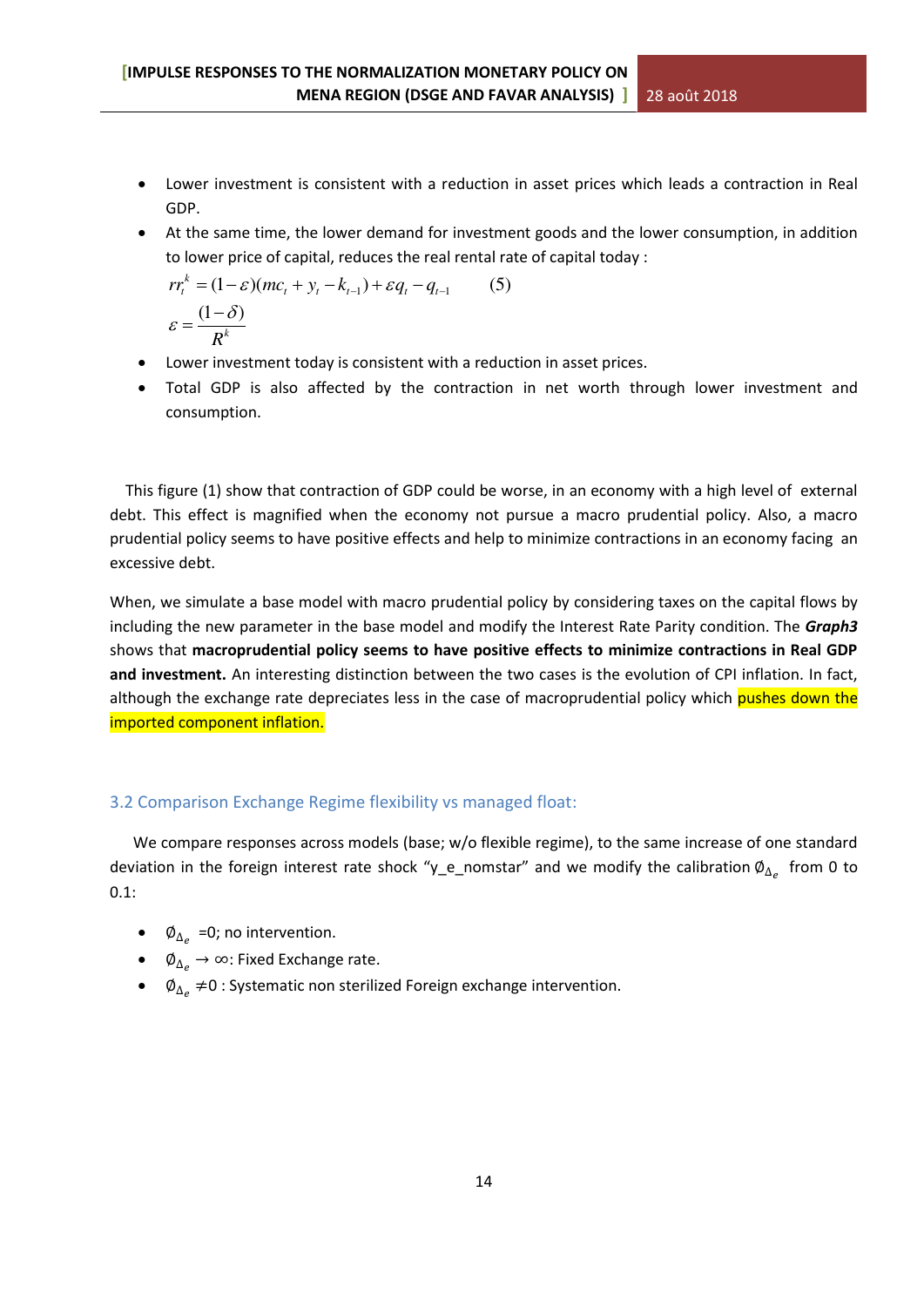- Lower investment is consistent with a reduction in asset prices which leads a contraction in Real GDP.
- At the same time, the lower demand for investment goods and the lower consumption, in addition to lower price of capital, reduces the real rental rate of capital today :

$$rr_t^k = (1-\varepsilon)(mc_t + y_t - k_{t-1}) + \varepsilon q_t - q_{t-1} \qquad (5)$$

$$\varepsilon = \frac{(1-\delta)}{R^k}$$

- Lower investment today is consistent with a reduction in asset prices.
- Total GDP is also affected by the contraction in net worth through lower investment and consumption.

This figure (1) show that contraction of GDP could be worse, in an economy with a high level of external debt. This effect is magnified when the economy not pursue a macro prudential policy. Also, a macro prudential policy seems to have positive effects and help to minimize contractions in an economy facing an excessive debt.

When, we simulate a base model with macro prudential policy by considering taxes on the capital flows by including the new parameter in the base model and modify the Interest Rate Parity condition. The ***Graph3*** shows that **macroprudential policy seems to have positive effects to minimize contractions in Real GDP and investment.** An interesting distinction between the two cases is the evolution of CPI inflation. In fact, although the exchange rate depreciates less in the case of macroprudential policy which pushes down the imported component inflation.

### 3.2 Comparison Exchange Regime flexibility vs managed float:

We compare responses across models (base; w/o flexible regime), to the same increase of one standard deviation in the foreign interest rate shock "y_e_nomstar" and we modify the calibration $\emptyset_{\Delta_e}$ from 0 to 0.1:

- $\emptyset_{\Delta_e}$ =0; no intervention.
- $\emptyset_{\Delta_e} \rightarrow \infty$: Fixed Exchange rate.
- $\emptyset_{\Delta_e} \neq 0$ : Systematic non sterilized Foreign exchange intervention.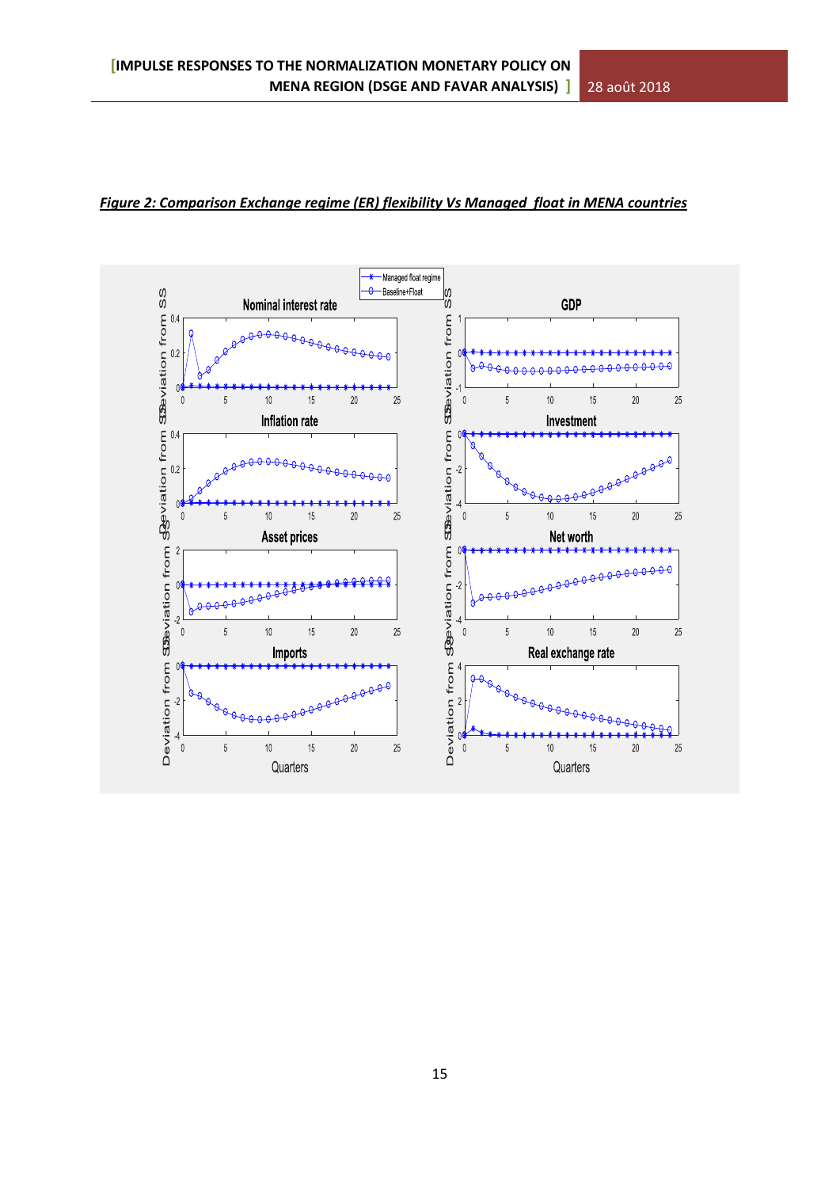***Figure 2: Comparison Exchange regime (ER) flexibility Vs Managed float in MENA countries***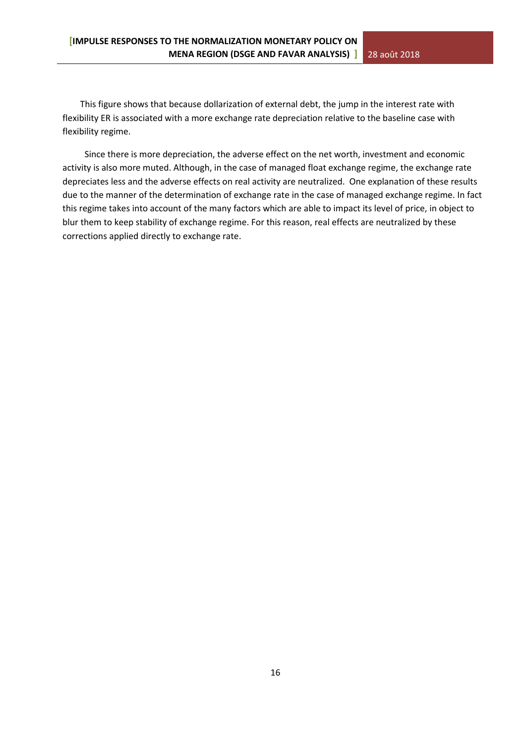This figure shows that because dollarization of external debt, the jump in the interest rate with flexibility ER is associated with a more exchange rate depreciation relative to the baseline case with flexibility regime.

Since there is more depreciation, the adverse effect on the net worth, investment and economic activity is also more muted. Although, in the case of managed float exchange regime, the exchange rate depreciates less and the adverse effects on real activity are neutralized. One explanation of these results due to the manner of the determination of exchange rate in the case of managed exchange regime. In fact this regime takes into account of the many factors which are able to impact its level of price, in object to blur them to keep stability of exchange regime. For this reason, real effects are neutralized by these corrections applied directly to exchange rate.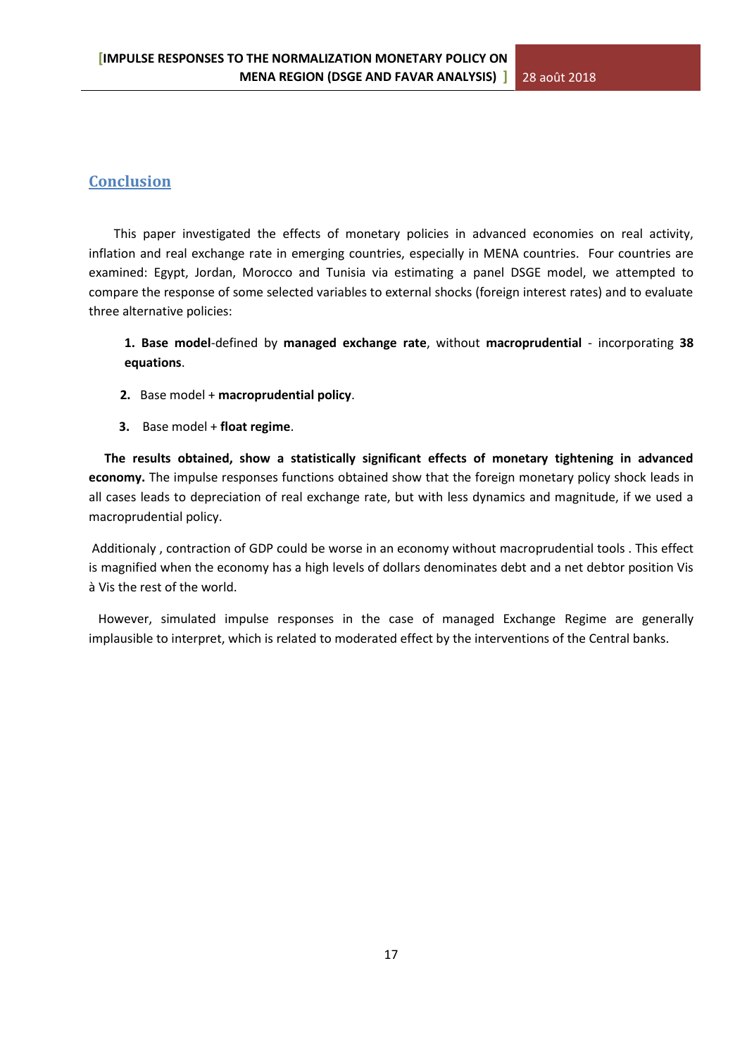## Conclusion

This paper investigated the effects of monetary policies in advanced economies on real activity, inflation and real exchange rate in emerging countries, especially in MENA countries. Four countries are examined: Egypt, Jordan, Morocco and Tunisia via estimating a panel DSGE model, we attempted to compare the response of some selected variables to external shocks (foreign interest rates) and to evaluate three alternative policies:

1. **Base model**-defined by **managed exchange rate**, without **macroprudential** - incorporating **38 equations**.
2. Base model + **macroprudential policy**.
3. Base model + **float regime**.

**The results obtained, show a statistically significant effects of monetary tightening in advanced economy.** The impulse responses functions obtained show that the foreign monetary policy shock leads in all cases leads to depreciation of real exchange rate, but with less dynamics and magnitude, if we used a macroprudential policy.

Additionaly , contraction of GDP could be worse in an economy without macroprudential tools . This effect is magnified when the economy has a high levels of dollars denominates debt and a net debtor position Vis à Vis the rest of the world.

However, simulated impulse responses in the case of managed Exchange Regime are generally implausible to interpret, which is related to moderated effect by the interventions of the Central banks.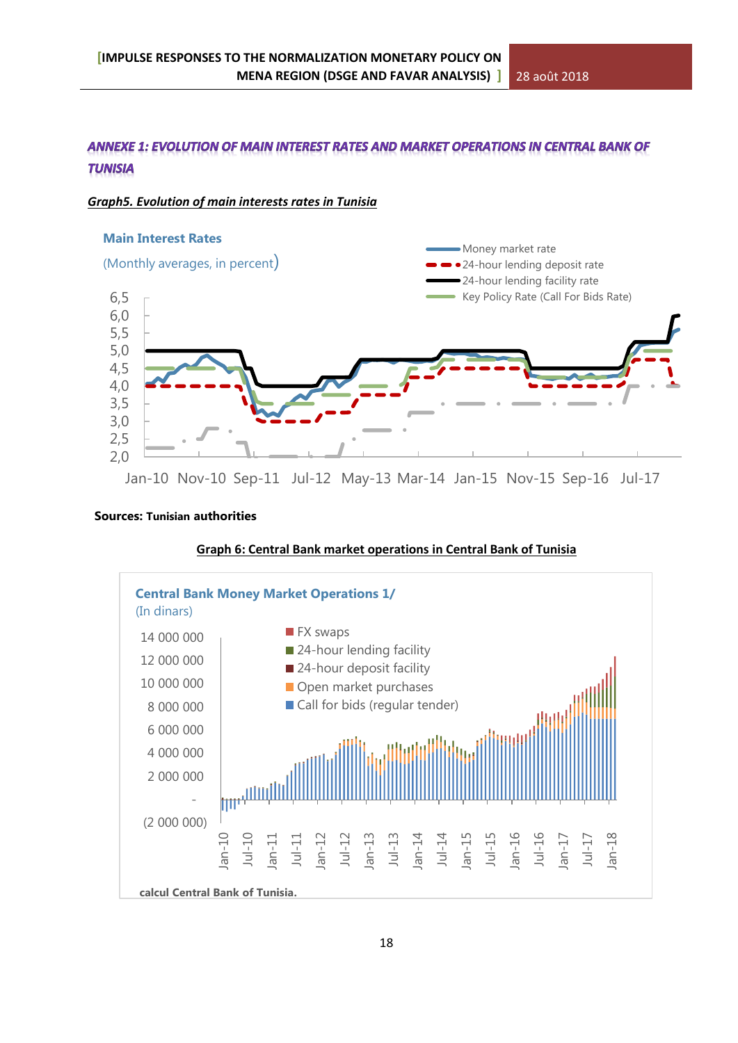## ANNEXE 1: EVOLUTION OF MAIN INTEREST RATES AND MARKET OPERATIONS IN CENTRAL BANK OF TUNISIA

***Graph5. Evolution of main interests rates in Tunisia***

**Main Interest Rates**

(Monthly averages, in percent)

- Money market rate
- 24-hour lending deposit rate
- 24-hour lending facility rate
- Key Policy Rate (Call For Bids Rate)

Y-axis: 2,0 – 6,5

X-axis: Jan-10, Nov-10, Sep-11, Jul-12, May-13, Mar-14, Jan-15, Nov-15, Sep-16, Jul-17

**Sources:** **Tunisian authorities**

**Graph 6: Central Bank market operations in Central Bank of Tunisia**

**Central Bank Money Market Operations 1/**

(In dinars)

- FX swaps
- 24-hour lending facility
- 24-hour deposit facility
- Open market purchases
- Call for bids (regular tender)

Y-axis: (2 000 000) – 14 000 000

X-axis: Jan-10, Jul-10, Jan-11, Jul-11, Jan-12, Jul-12, Jan-13, Jul-13, Jan-14, Jul-14, Jan-15, Jul-15, Jan-16, Jul-16, Jan-17, Jul-17, Jan-18

**calcul Central Bank of Tunisia.**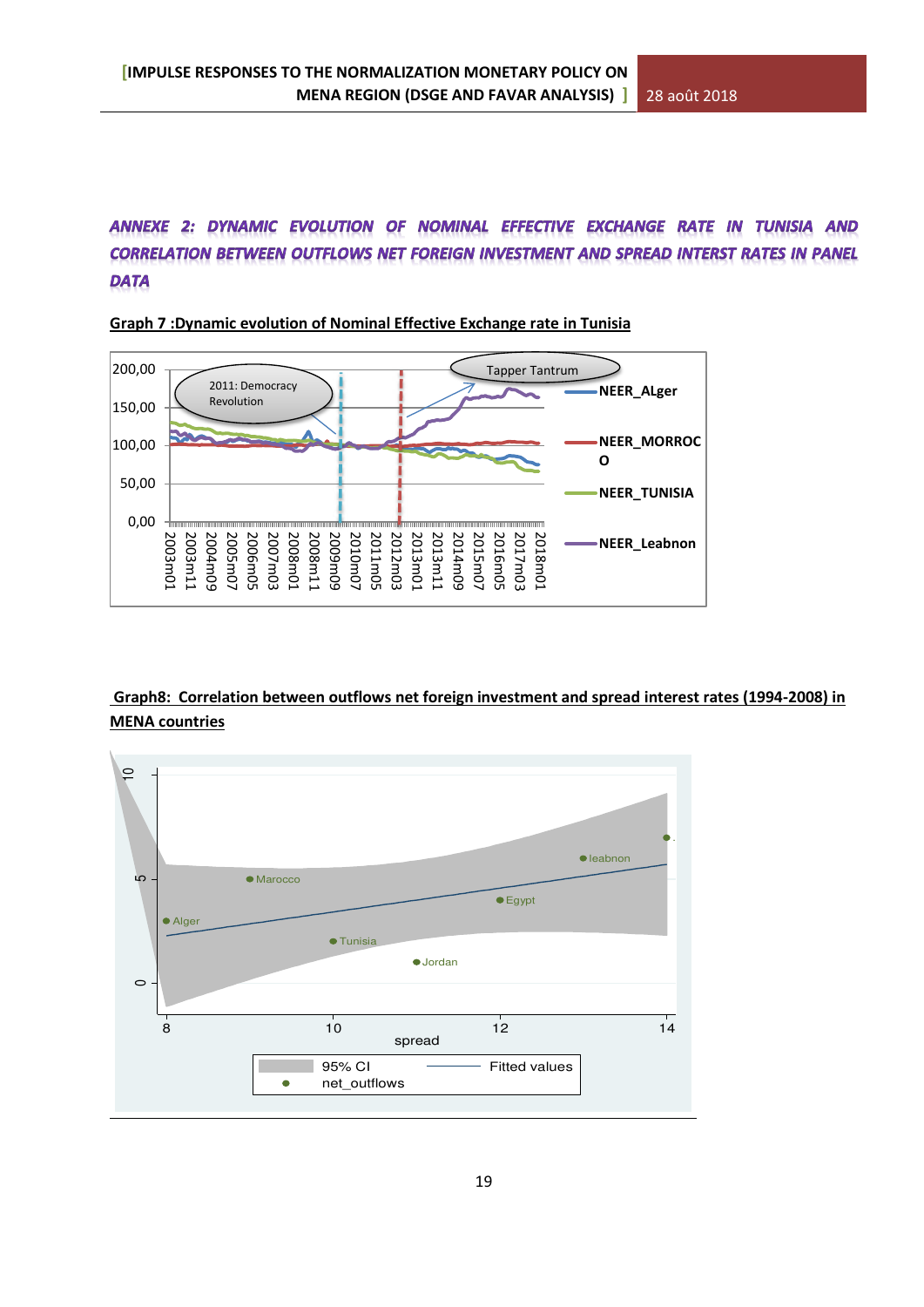## ANNEXE 2: DYNAMIC EVOLUTION OF NOMINAL EFFECTIVE EXCHANGE RATE IN TUNISIA AND CORRELATION BETWEEN OUTFLOWS NET FOREIGN INVESTMENT AND SPREAD INTERST RATES IN PANEL DATA

**Graph 7 :Dynamic evolution of Nominal Effective Exchange rate in Tunisia**

**Graph8: Correlation between outflows net foreign investment and spread interest rates (1994-2008) in MENA countries**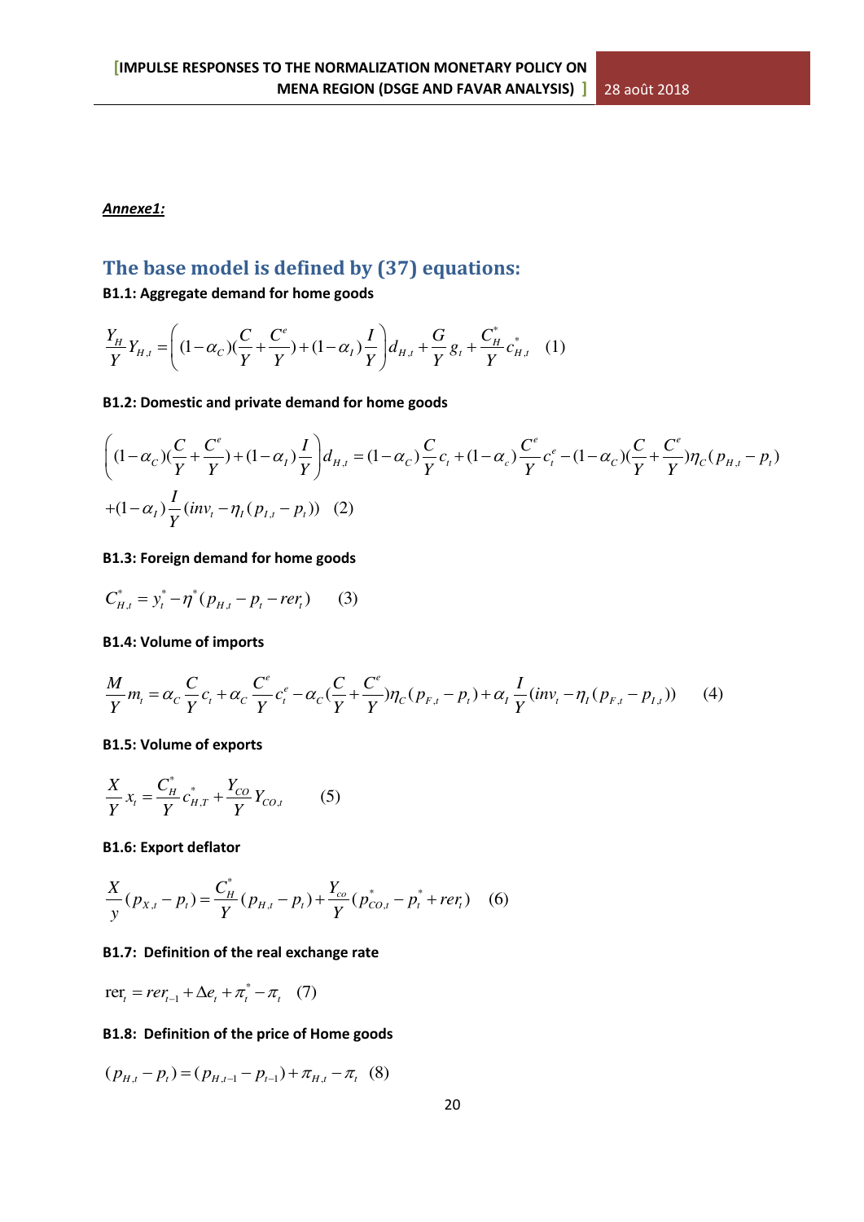*__Annexe1:__*

## The base model is defined by (37) equations:

**B1.1: Aggregate demand for home goods**

$$\frac{Y_H}{Y}Y_{H,t} = \left( (1-\alpha_C)(\frac{C}{Y}+\frac{C^e}{Y}) + (1-\alpha_I)\frac{I}{Y} \right) d_{H,t} + \frac{G}{Y}g_t + \frac{C_H^*}{Y}c_{H,t}^* \quad (1)$$

**B1.2: Domestic and private demand for home goods**

$$\left( (1-\alpha_C)(\frac{C}{Y}+\frac{C^e}{Y}) + (1-\alpha_I)\frac{I}{Y} \right) d_{H,t} = (1-\alpha_C)\frac{C}{Y}c_t + (1-\alpha_c)\frac{C^e}{Y}c_t^e - (1-\alpha_C)(\frac{C}{Y}+\frac{C^e}{Y})\eta_C(p_{H,t}-p_t)$$
$$+(1-\alpha_I)\frac{I}{Y}(inv_t - \eta_I(p_{I,t}-p_t)) \quad (2)$$

**B1.3: Foreign demand for home goods**

$$C_{H,t}^* = y_t^* - \eta^*(p_{H,t}-p_t-rer_t) \quad (3)$$

**B1.4: Volume of imports**

$$\frac{M}{Y}m_t = \alpha_C\frac{C}{Y}c_t + \alpha_C\frac{C^e}{Y}c_t^e - \alpha_C(\frac{C}{Y}+\frac{C^e}{Y})\eta_C(p_{F,t}-p_t) + \alpha_I\frac{I}{Y}(inv_t - \eta_I(p_{F,t}-p_{I,t})) \quad (4)$$

**B1.5: Volume of exports**

$$\frac{X}{Y}x_t = \frac{C_H^*}{Y}c_{H,T}^* + \frac{Y_{CO}}{Y}Y_{CO,t} \quad (5)$$

**B1.6: Export deflator**

$$\frac{X}{y}(p_{X,t}-p_t) = \frac{C_H^*}{Y}(p_{H,t}-p_t) + \frac{Y_{co}}{Y}(p_{CO,t}^* - p_t^* + rer_t) \quad (6)$$

**B1.7: Definition of the real exchange rate**

$$\mathrm{rer}_t = rer_{t-1} + \Delta e_t + \pi_t^* - \pi_t \quad (7)$$

**B1.8: Definition of the price of Home goods**

$$(p_{H,t}-p_t) = (p_{H,t-1}-p_{t-1}) + \pi_{H,t} - \pi_t \quad (8)$$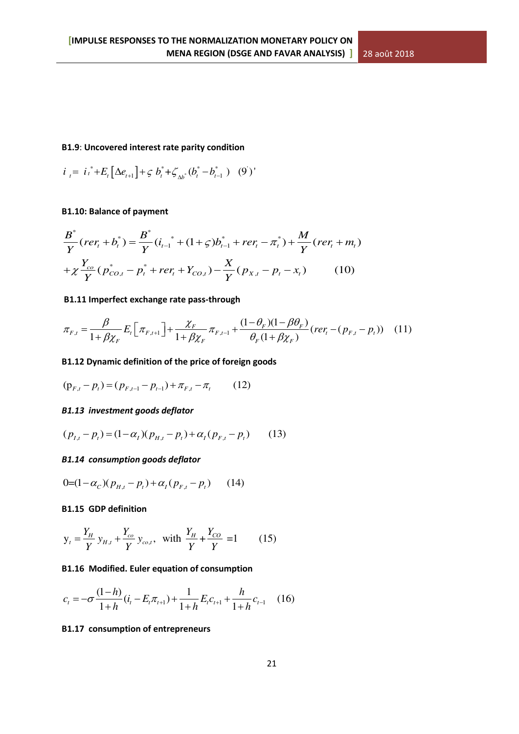**B1.9**: **Uncovered interest rate parity condition**

$$i_t = i_t^* + E_t\left[\Delta e_{t+1}\right] + \varsigma\, b_t^* + \zeta_{\Delta b^*}(b_t^* - b_{t-1}^*) \quad (9')'$$

**B1.10: Balance of payment**

$$\frac{B^*}{Y}(rer_t + b_t^*) = \frac{B^*}{Y}(i_{t-1}^* + (1+\varsigma)b_{t-1}^* + rer_t - \pi_t^*) + \frac{M}{Y}(rer_t + m_t)$$
$$+\chi\frac{Y_{co}}{Y}(p_{CO,t}^* - p_t^* + rer_t + Y_{CO,t}) - \frac{X}{Y}(p_{X,t} - p_t - x_t) \qquad (10)$$

**B1.11 Imperfect exchange rate pass-through**

$$\pi_{F,t} = \frac{\beta}{1+\beta\chi_F}E_t\left[\pi_{F,t+1}\right] + \frac{\chi_F}{1+\beta\chi_F}\pi_{F,t-1} + \frac{(1-\theta_F)(1-\beta\theta_F)}{\theta_F(1+\beta\chi_F)}(rer_t - (p_{F,t} - p_t)) \quad (11)$$

**B1.12 Dynamic definition of the price of foreign goods**

$$(p_{F,t} - p_t) = (p_{F,t-1} - p_{t-1}) + \pi_{F,t} - \pi_t \qquad (12)$$

***B1.13 investment goods deflator***

$$(p_{I,t} - p_t) = (1-\alpha_I)(p_{H,t} - p_t) + \alpha_I(p_{F,t} - p_t) \qquad (13)$$

***B1.14 consumption goods deflator***

$$0 = (1-\alpha_C)(p_{H,t} - p_t) + \alpha_I(p_{F,t} - p_t) \qquad (14)$$

**B1.15 GDP definition**

$$y_t = \frac{Y_H}{Y}y_{H,t} + \frac{Y_{co}}{Y}y_{co,t}, \ \text{ with } \frac{Y_H}{Y} + \frac{Y_{CO}}{Y} = 1 \qquad (15)$$

**B1.16 Modified. Euler equation of consumption**

$$c_t = -\sigma\frac{(1-h)}{1+h}(i_t - E_t\pi_{t+1}) + \frac{1}{1+h}E_t c_{t+1} + \frac{h}{1+h}c_{t-1} \quad (16)$$

**B1.17 consumption of entrepreneurs**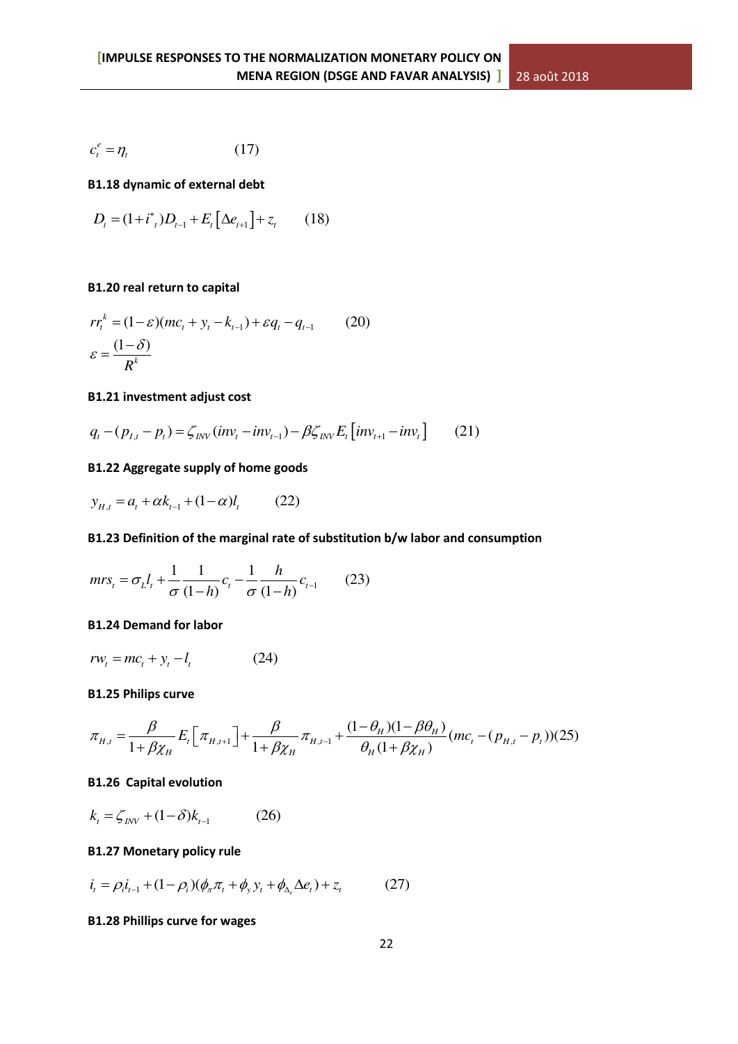$$c_t^e = \eta_t \qquad (17)$$

**B1.18 dynamic of external debt**

$$D_t = (1+i^*_t)D_{t-1} + E_t\left[\Delta e_{t+1}\right] + z_t \qquad (18)$$

**B1.20 real return to capital**

$$rr_t^k = (1-\varepsilon)(mc_t + y_t - k_{t-1}) + \varepsilon q_t - q_{t-1} \qquad (20)$$

$$\varepsilon = \frac{(1-\delta)}{R^k}$$

**B1.21 investment adjust cost**

$$q_t - (p_{I,t} - p_t) = \zeta_{INV}(inv_t - inv_{t-1}) - \beta\zeta_{INV}E_t\left[inv_{t+1} - inv_t\right] \qquad (21)$$

**B1.22 Aggregate supply of home goods**

$$y_{H,t} = a_t + \alpha k_{t-1} + (1-\alpha)l_t \qquad (22)$$

**B1.23 Definition of the marginal rate of substitution b/w labor and consumption**

$$mrs_t = \sigma_L l_t + \frac{1}{\sigma}\frac{1}{(1-h)}c_t - \frac{1}{\sigma}\frac{h}{(1-h)}c_{t-1} \qquad (23)$$

**B1.24 Demand for labor**

$$rw_t = mc_t + y_t - l_t \qquad (24)$$

**B1.25 Philips curve**

$$\pi_{H,t} = \frac{\beta}{1+\beta\chi_H}E_t\left[\pi_{H,t+1}\right] + \frac{\beta}{1+\beta\chi_H}\pi_{H,t-1} + \frac{(1-\theta_H)(1-\beta\theta_H)}{\theta_H(1+\beta\chi_H)}(mc_t - (p_{H,t} - p_t)) \qquad (25)$$

**B1.26 Capital evolution**

$$k_t = \zeta_{INV} + (1-\delta)k_{t-1} \qquad (26)$$

**B1.27 Monetary policy rule**

$$i_t = \rho_i i_{t-1} + (1-\rho_i)(\phi_\pi \pi_t + \phi_y y_t + \phi_{\Delta_e}\Delta e_t) + z_t \qquad (27)$$

**B1.28 Phillips curve for wages**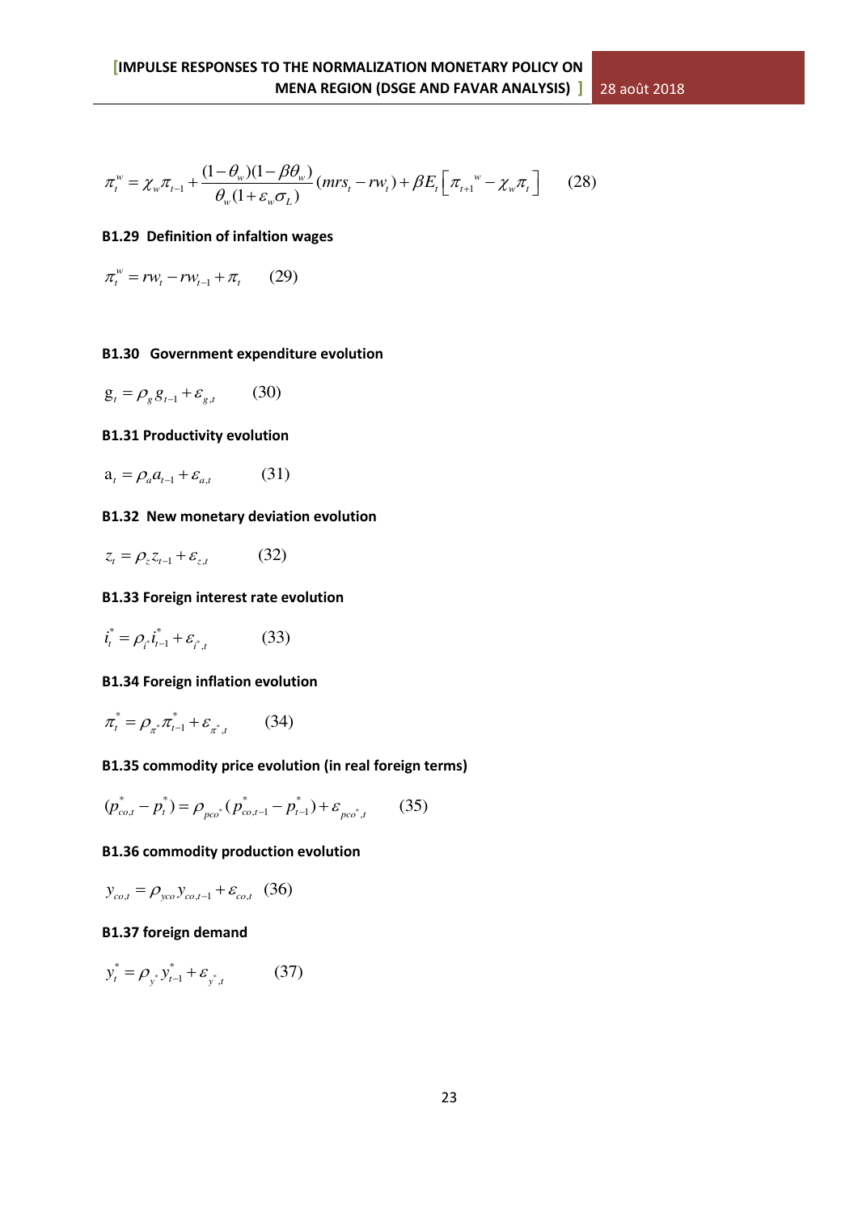$$\pi_t^w = \chi_w \pi_{t-1} + \frac{(1-\theta_w)(1-\beta\theta_w)}{\theta_w(1+\varepsilon_w \sigma_L)}(mrs_t - rw_t) + \beta E_t\left[\pi_{t+1}{}^w - \chi_w \pi_t\right] \qquad (28)$$

**B1.29 Definition of infaltion wages**

$$\pi_t^w = rw_t - rw_{t-1} + \pi_t \qquad (29)$$

**B1.30 Government expenditure evolution**

$$g_t = \rho_g g_{t-1} + \varepsilon_{g,t} \qquad (30)$$

**B1.31 Productivity evolution**

$$a_t = \rho_a a_{t-1} + \varepsilon_{a,t} \qquad (31)$$

**B1.32 New monetary deviation evolution**

$$z_t = \rho_z z_{t-1} + \varepsilon_{z,t} \qquad (32)$$

**B1.33 Foreign interest rate evolution**

$$i_t^* = \rho_{i^*} i_{t-1}^* + \varepsilon_{i^*,t} \qquad (33)$$

**B1.34 Foreign inflation evolution**

$$\pi_t^* = \rho_{\pi^*} \pi_{t-1}^* + \varepsilon_{\pi^*,t} \qquad (34)$$

**B1.35 commodity price evolution (in real foreign terms)**

$$(p_{co,t}^* - p_t^*) = \rho_{pco^*}(p_{co,t-1}^* - p_{t-1}^*) + \varepsilon_{pco^*,t} \qquad (35)$$

**B1.36 commodity production evolution**

$$y_{co,t} = \rho_{yco} y_{co,t-1} + \varepsilon_{co,t} \quad (36)$$

**B1.37 foreign demand**

$$y_t^* = \rho_{y^*} y_{t-1}^* + \varepsilon_{y^*,t} \qquad (37)$$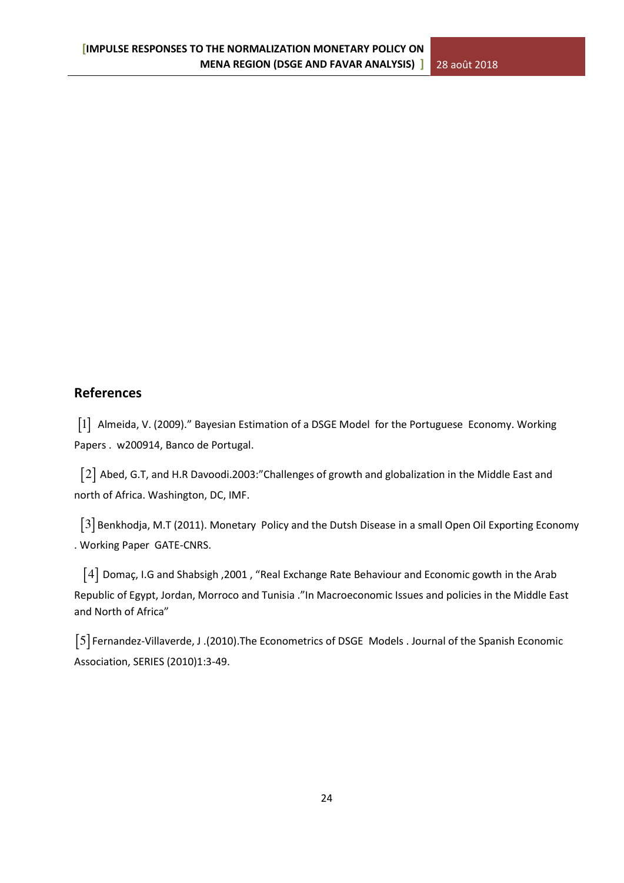## References

[1] Almeida, V. (2009)." Bayesian Estimation of a DSGE Model for the Portuguese Economy. Working Papers . w200914, Banco de Portugal.

[2] Abed, G.T, and H.R Davoodi.2003:"Challenges of growth and globalization in the Middle East and north of Africa. Washington, DC, IMF.

[3] Benkhodja, M.T (2011). Monetary Policy and the Dutsh Disease in a small Open Oil Exporting Economy . Working Paper GATE-CNRS.

[4] Domaç, I.G and Shabsigh ,2001 , "Real Exchange Rate Behaviour and Economic gowth in the Arab Republic of Egypt, Jordan, Morroco and Tunisia ."In Macroeconomic Issues and policies in the Middle East and North of Africa"

[5] Fernandez-Villaverde, J .(2010).The Econometrics of DSGE Models . Journal of the Spanish Economic Association, SERIES (2010)1:3-49.